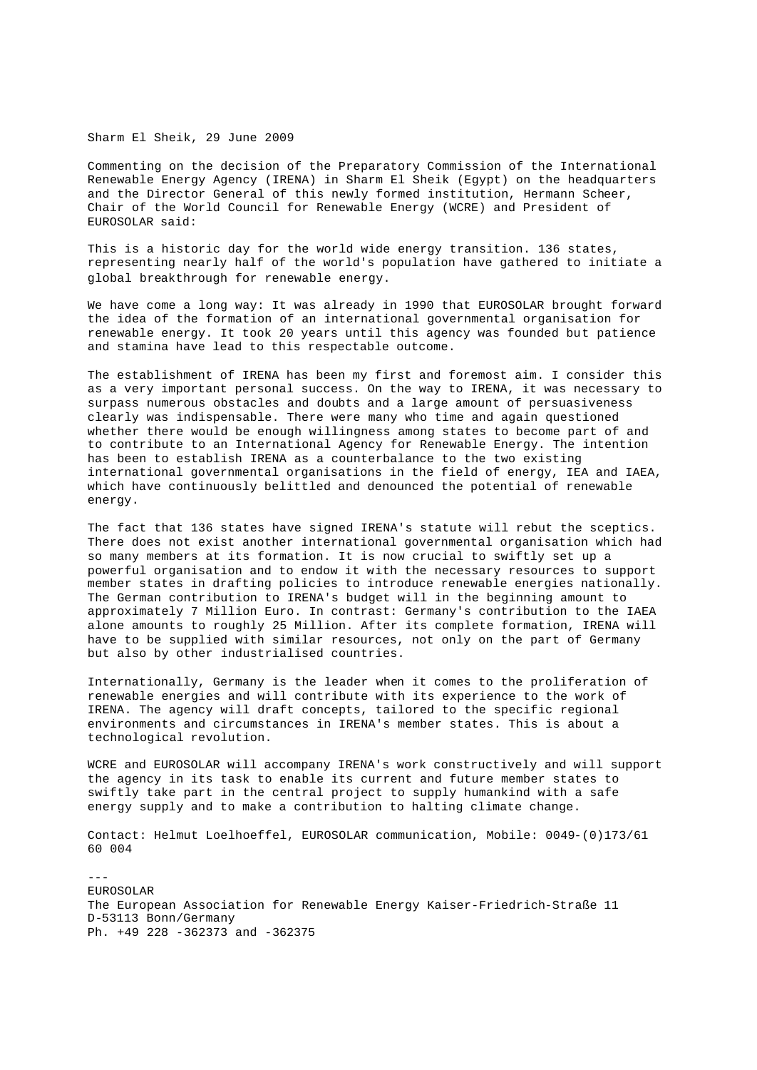Sharm El Sheik, 29 June 2009

Commenting on the decision of the Preparatory Commission of the International Renewable Energy Agency (IRENA) in Sharm El Sheik (Egypt) on the headquarters and the Director General of this newly formed institution, Hermann Scheer, Chair of the World Council for Renewable Energy (WCRE) and President of EUROSOLAR said:

This is a historic day for the world wide energy transition. 136 states, representing nearly half of the world's population have gathered to initiate a global breakthrough for renewable energy.

We have come a long way: It was already in 1990 that EUROSOLAR brought forward the idea of the formation of an international governmental organisation for renewable energy. It took 20 years until this agency was founded but patience and stamina have lead to this respectable outcome.

The establishment of IRENA has been my first and foremost aim. I consider this as a very important personal success. On the way to IRENA, it was necessary to surpass numerous obstacles and doubts and a large amount of persuasiveness clearly was indispensable. There were many who time and again questioned whether there would be enough willingness among states to become part of and to contribute to an International Agency for Renewable Energy. The intention has been to establish IRENA as a counterbalance to the two existing international governmental organisations in the field of energy, IEA and IAEA, which have continuously belittled and denounced the potential of renewable energy.

The fact that 136 states have signed IRENA's statute will rebut the sceptics. There does not exist another international governmental organisation which had so many members at its formation. It is now crucial to swiftly set up a powerful organisation and to endow it with the necessary resources to support member states in drafting policies to introduce renewable energies nationally. The German contribution to IRENA's budget will in the beginning amount to approximately 7 Million Euro. In contrast: Germany's contribution to the IAEA alone amounts to roughly 25 Million. After its complete formation, IRENA will have to be supplied with similar resources, not only on the part of Germany but also by other industrialised countries.

Internationally, Germany is the leader when it comes to the proliferation of renewable energies and will contribute with its experience to the work of IRENA. The agency will draft concepts, tailored to the specific regional environments and circumstances in IRENA's member states. This is about a technological revolution.

WCRE and EUROSOLAR will accompany IRENA's work constructively and will support the agency in its task to enable its current and future member states to swiftly take part in the central project to supply humankind with a safe energy supply and to make a contribution to halting climate change.

Contact: Helmut Loelhoeffel, EUROSOLAR communication, Mobile: 0049-(0)173/61 60 004

---

EUROSOLAR
The European Association for Renewable Energy Kaiser-Friedrich-Straße 11
D-53113 Bonn/Germany
Ph. +49 228 -362373 and -362375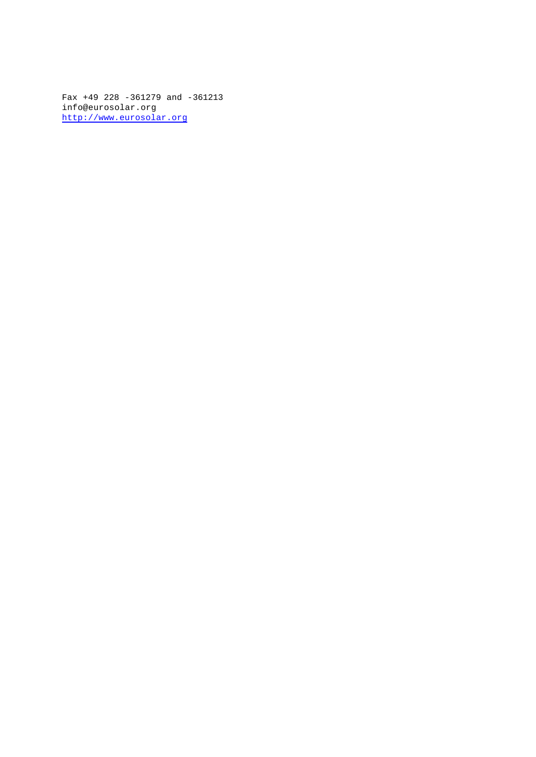Fax +49 228 -361279 and -361213
info@eurosolar.org
http://www.eurosolar.org